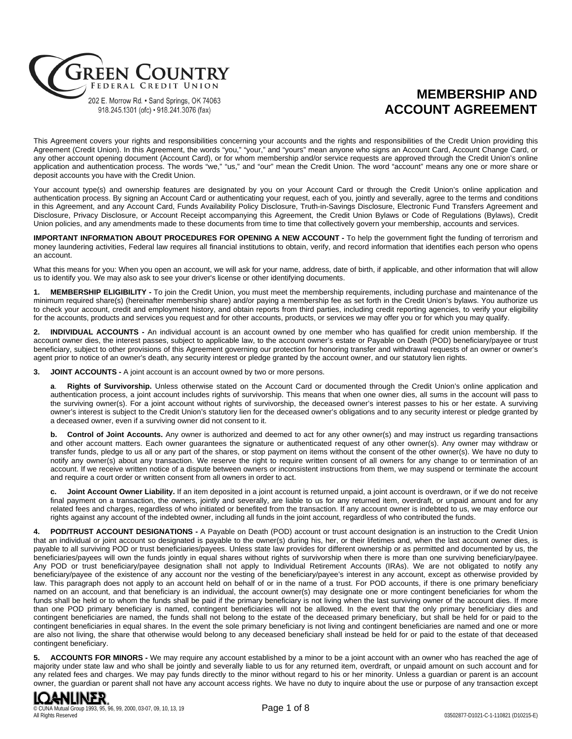**GREEN COUNTRY**
FEDERAL CREDIT UNION
202 E. Morrow Rd. • Sand Springs, OK 74063
918.245.1301 (ofc) • 918.241.3076 (fax)

# MEMBERSHIP AND ACCOUNT AGREEMENT

This Agreement covers your rights and responsibilities concerning your accounts and the rights and responsibilities of the Credit Union providing this Agreement (Credit Union). In this Agreement, the words "you," "your," and "yours" mean anyone who signs an Account Card, Account Change Card, or any other account opening document (Account Card), or for whom membership and/or service requests are approved through the Credit Union's online application and authentication process. The words "we," "us," and "our" mean the Credit Union. The word "account" means any one or more share or deposit accounts you have with the Credit Union.

Your account type(s) and ownership features are designated by you on your Account Card or through the Credit Union's online application and authentication process. By signing an Account Card or authenticating your request, each of you, jointly and severally, agree to the terms and conditions in this Agreement, and any Account Card, Funds Availability Policy Disclosure, Truth-in-Savings Disclosure, Electronic Fund Transfers Agreement and Disclosure, Privacy Disclosure, or Account Receipt accompanying this Agreement, the Credit Union Bylaws or Code of Regulations (Bylaws), Credit Union policies, and any amendments made to these documents from time to time that collectively govern your membership, accounts and services.

**IMPORTANT INFORMATION ABOUT PROCEDURES FOR OPENING A NEW ACCOUNT -** To help the government fight the funding of terrorism and money laundering activities, Federal law requires all financial institutions to obtain, verify, and record information that identifies each person who opens an account.

What this means for you: When you open an account, we will ask for your name, address, date of birth, if applicable, and other information that will allow us to identify you. We may also ask to see your driver's license or other identifying documents.

**1. MEMBERSHIP ELIGIBILITY -** To join the Credit Union, you must meet the membership requirements, including purchase and maintenance of the minimum required share(s) (hereinafter membership share) and/or paying a membership fee as set forth in the Credit Union's bylaws. You authorize us to check your account, credit and employment history, and obtain reports from third parties, including credit reporting agencies, to verify your eligibility for the accounts, products and services you request and for other accounts, products, or services we may offer you or for which you may qualify.

**2. INDIVIDUAL ACCOUNTS -** An individual account is an account owned by one member who has qualified for credit union membership. If the account owner dies, the interest passes, subject to applicable law, to the account owner's estate or Payable on Death (POD) beneficiary/payee or trust beneficiary, subject to other provisions of this Agreement governing our protection for honoring transfer and withdrawal requests of an owner or owner's agent prior to notice of an owner's death, any security interest or pledge granted by the account owner, and our statutory lien rights.

**3. JOINT ACCOUNTS -** A joint account is an account owned by two or more persons.

**a. Rights of Survivorship.** Unless otherwise stated on the Account Card or documented through the Credit Union's online application and authentication process, a joint account includes rights of survivorship. This means that when one owner dies, all sums in the account will pass to the surviving owner(s). For a joint account without rights of survivorship, the deceased owner's interest passes to his or her estate. A surviving owner's interest is subject to the Credit Union's statutory lien for the deceased owner's obligations and to any security interest or pledge granted by a deceased owner, even if a surviving owner did not consent to it.

**b. Control of Joint Accounts.** Any owner is authorized and deemed to act for any other owner(s) and may instruct us regarding transactions and other account matters. Each owner guarantees the signature or authenticated request of any other owner(s). Any owner may withdraw or transfer funds, pledge to us all or any part of the shares, or stop payment on items without the consent of the other owner(s). We have no duty to notify any owner(s) about any transaction. We reserve the right to require written consent of all owners for any change to or termination of an account. If we receive written notice of a dispute between owners or inconsistent instructions from them, we may suspend or terminate the account and require a court order or written consent from all owners in order to act.

**c. Joint Account Owner Liability.** If an item deposited in a joint account is returned unpaid, a joint account is overdrawn, or if we do not receive final payment on a transaction, the owners, jointly and severally, are liable to us for any returned item, overdraft, or unpaid amount and for any related fees and charges, regardless of who initiated or benefited from the transaction. If any account owner is indebted to us, we may enforce our rights against any account of the indebted owner, including all funds in the joint account, regardless of who contributed the funds.

**4. POD/TRUST ACCOUNT DESIGNATIONS -** A Payable on Death (POD) account or trust account designation is an instruction to the Credit Union that an individual or joint account so designated is payable to the owner(s) during his, her, or their lifetimes and, when the last account owner dies, is payable to all surviving POD or trust beneficiaries/payees. Unless state law provides for different ownership or as permitted and documented by us, the beneficiaries/payees will own the funds jointly in equal shares without rights of survivorship when there is more than one surviving beneficiary/payee. Any POD or trust beneficiary/payee designation shall not apply to Individual Retirement Accounts (IRAs). We are not obligated to notify any beneficiary/payee of the existence of any account nor the vesting of the beneficiary/payee's interest in any account, except as otherwise provided by law. This paragraph does not apply to an account held on behalf of or in the name of a trust. For POD accounts, if there is one primary beneficiary named on an account, and that beneficiary is an individual, the account owner(s) may designate one or more contingent beneficiaries for whom the funds shall be held or to whom the funds shall be paid if the primary beneficiary is not living when the last surviving owner of the account dies. If more than one POD primary beneficiary is named, contingent beneficiaries will not be allowed. In the event that the only primary beneficiary dies and contingent beneficiaries are named, the funds shall not belong to the estate of the deceased primary beneficiary, but shall be held for or paid to the contingent beneficiaries in equal shares. In the event the sole primary beneficiary is not living and contingent beneficiaries are named and one or more are also not living, the share that otherwise would belong to any deceased beneficiary shall instead be held for or paid to the estate of that deceased contingent beneficiary.

**5. ACCOUNTS FOR MINORS -** We may require any account established by a minor to be a joint account with an owner who has reached the age of majority under state law and who shall be jointly and severally liable to us for any returned item, overdraft, or unpaid amount on such account and for any related fees and charges. We may pay funds directly to the minor without regard to his or her minority. Unless a guardian or parent is an account owner, the guardian or parent shall not have any account access rights. We have no duty to inquire about the use or purpose of any transaction except

LOANLINER.
© CUNA Mutual Group 1993, 95, 96, 99, 2000, 03-07, 09, 10, 13, 19
All Rights Reserved

03502877-D1021-C-1-110821 (D10215-E)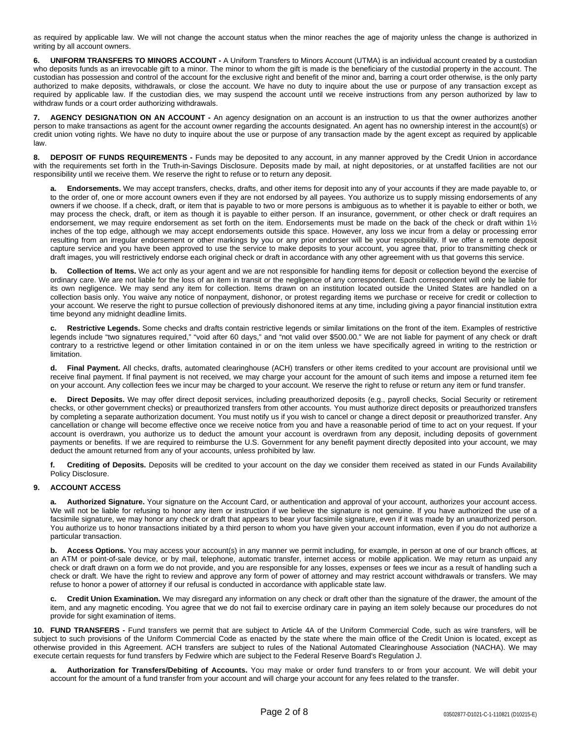as required by applicable law. We will not change the account status when the minor reaches the age of majority unless the change is authorized in writing by all account owners.

**6. UNIFORM TRANSFERS TO MINORS ACCOUNT -** A Uniform Transfers to Minors Account (UTMA) is an individual account created by a custodian who deposits funds as an irrevocable gift to a minor. The minor to whom the gift is made is the beneficiary of the custodial property in the account. The custodian has possession and control of the account for the exclusive right and benefit of the minor and, barring a court order otherwise, is the only party authorized to make deposits, withdrawals, or close the account. We have no duty to inquire about the use or purpose of any transaction except as required by applicable law. If the custodian dies, we may suspend the account until we receive instructions from any person authorized by law to withdraw funds or a court order authorizing withdrawals.

**7. AGENCY DESIGNATION ON AN ACCOUNT -** An agency designation on an account is an instruction to us that the owner authorizes another person to make transactions as agent for the account owner regarding the accounts designated. An agent has no ownership interest in the account(s) or credit union voting rights. We have no duty to inquire about the use or purpose of any transaction made by the agent except as required by applicable law.

**8. DEPOSIT OF FUNDS REQUIREMENTS -** Funds may be deposited to any account, in any manner approved by the Credit Union in accordance with the requirements set forth in the Truth-in-Savings Disclosure. Deposits made by mail, at night depositories, or at unstaffed facilities are not our responsibility until we receive them. We reserve the right to refuse or to return any deposit.

**a. Endorsements.** We may accept transfers, checks, drafts, and other items for deposit into any of your accounts if they are made payable to, or to the order of, one or more account owners even if they are not endorsed by all payees. You authorize us to supply missing endorsements of any owners if we choose. If a check, draft, or item that is payable to two or more persons is ambiguous as to whether it is payable to either or both, we may process the check, draft, or item as though it is payable to either person. If an insurance, government, or other check or draft requires an endorsement, we may require endorsement as set forth on the item. Endorsements must be made on the back of the check or draft within 1½ inches of the top edge, although we may accept endorsements outside this space. However, any loss we incur from a delay or processing error resulting from an irregular endorsement or other markings by you or any prior endorser will be your responsibility. If we offer a remote deposit capture service and you have been approved to use the service to make deposits to your account, you agree that, prior to transmitting check or draft images, you will restrictively endorse each original check or draft in accordance with any other agreement with us that governs this service.

**b. Collection of Items.** We act only as your agent and we are not responsible for handling items for deposit or collection beyond the exercise of ordinary care. We are not liable for the loss of an item in transit or the negligence of any correspondent. Each correspondent will only be liable for its own negligence. We may send any item for collection. Items drawn on an institution located outside the United States are handled on a collection basis only. You waive any notice of nonpayment, dishonor, or protest regarding items we purchase or receive for credit or collection to your account. We reserve the right to pursue collection of previously dishonored items at any time, including giving a payor financial institution extra time beyond any midnight deadline limits.

**c. Restrictive Legends.** Some checks and drafts contain restrictive legends or similar limitations on the front of the item. Examples of restrictive legends include "two signatures required," "void after 60 days," and "not valid over $500.00." We are not liable for payment of any check or draft contrary to a restrictive legend or other limitation contained in or on the item unless we have specifically agreed in writing to the restriction or limitation.

**d. Final Payment.** All checks, drafts, automated clearinghouse (ACH) transfers or other items credited to your account are provisional until we receive final payment. If final payment is not received, we may charge your account for the amount of such items and impose a returned item fee on your account. Any collection fees we incur may be charged to your account. We reserve the right to refuse or return any item or fund transfer.

**e. Direct Deposits.** We may offer direct deposit services, including preauthorized deposits (e.g., payroll checks, Social Security or retirement checks, or other government checks) or preauthorized transfers from other accounts. You must authorize direct deposits or preauthorized transfers by completing a separate authorization document. You must notify us if you wish to cancel or change a direct deposit or preauthorized transfer. Any cancellation or change will become effective once we receive notice from you and have a reasonable period of time to act on your request. If your account is overdrawn, you authorize us to deduct the amount your account is overdrawn from any deposit, including deposits of government payments or benefits. If we are required to reimburse the U.S. Government for any benefit payment directly deposited into your account, we may deduct the amount returned from any of your accounts, unless prohibited by law.

**f. Crediting of Deposits.** Deposits will be credited to your account on the day we consider them received as stated in our Funds Availability Policy Disclosure.

**9. ACCOUNT ACCESS**

**a. Authorized Signature.** Your signature on the Account Card, or authentication and approval of your account, authorizes your account access. We will not be liable for refusing to honor any item or instruction if we believe the signature is not genuine. If you have authorized the use of a facsimile signature, we may honor any check or draft that appears to bear your facsimile signature, even if it was made by an unauthorized person. You authorize us to honor transactions initiated by a third person to whom you have given your account information, even if you do not authorize a particular transaction.

**b. Access Options.** You may access your account(s) in any manner we permit including, for example, in person at one of our branch offices, at an ATM or point-of-sale device, or by mail, telephone, automatic transfer, internet access or mobile application. We may return as unpaid any check or draft drawn on a form we do not provide, and you are responsible for any losses, expenses or fees we incur as a result of handling such a check or draft. We have the right to review and approve any form of power of attorney and may restrict account withdrawals or transfers. We may refuse to honor a power of attorney if our refusal is conducted in accordance with applicable state law.

**c. Credit Union Examination.** We may disregard any information on any check or draft other than the signature of the drawer, the amount of the item, and any magnetic encoding. You agree that we do not fail to exercise ordinary care in paying an item solely because our procedures do not provide for sight examination of items.

**10. FUND TRANSFERS -** Fund transfers we permit that are subject to Article 4A of the Uniform Commercial Code, such as wire transfers, will be subject to such provisions of the Uniform Commercial Code as enacted by the state where the main office of the Credit Union is located, except as otherwise provided in this Agreement. ACH transfers are subject to rules of the National Automated Clearinghouse Association (NACHA). We may execute certain requests for fund transfers by Fedwire which are subject to the Federal Reserve Board's Regulation J.

**a. Authorization for Transfers/Debiting of Accounts.** You may make or order fund transfers to or from your account. We will debit your account for the amount of a fund transfer from your account and will charge your account for any fees related to the transfer.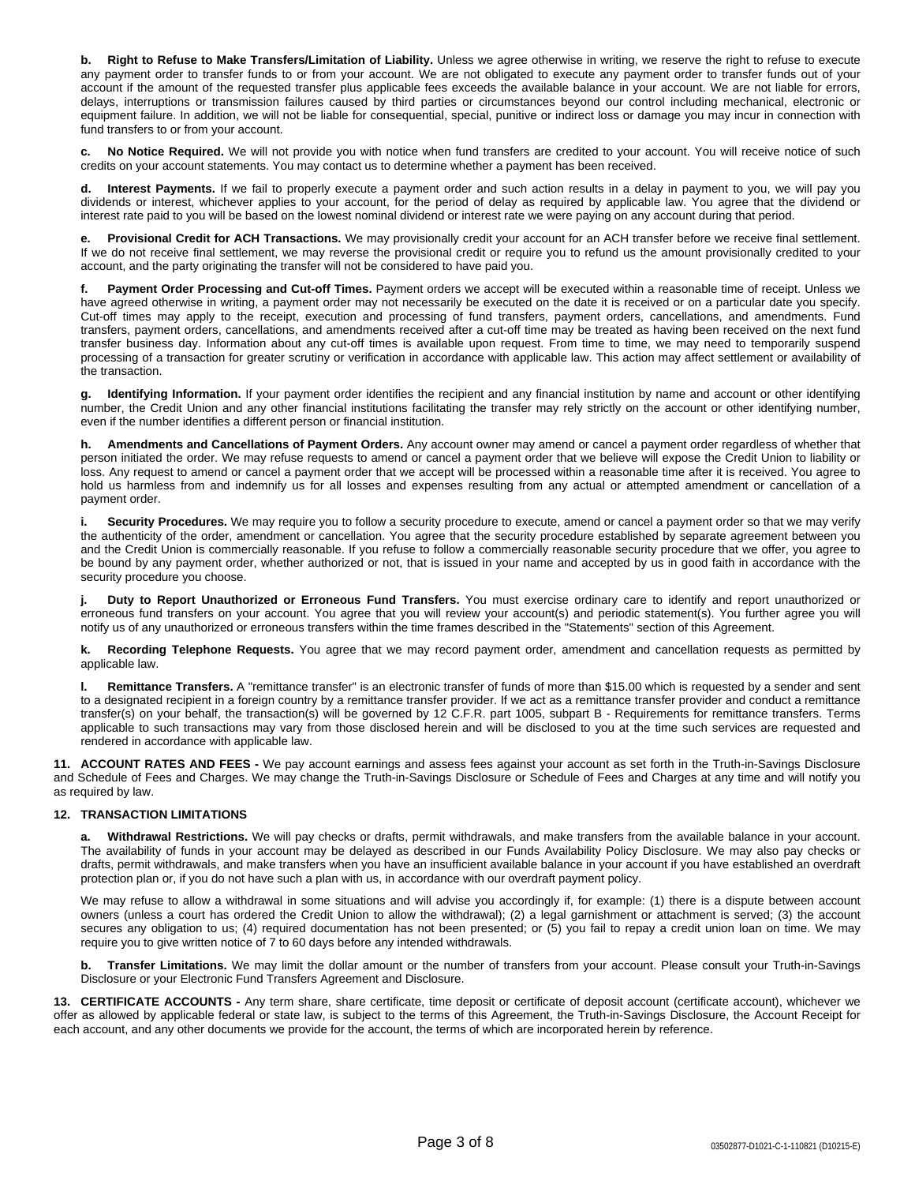**b. Right to Refuse to Make Transfers/Limitation of Liability.** Unless we agree otherwise in writing, we reserve the right to refuse to execute any payment order to transfer funds to or from your account. We are not obligated to execute any payment order to transfer funds out of your account if the amount of the requested transfer plus applicable fees exceeds the available balance in your account. We are not liable for errors, delays, interruptions or transmission failures caused by third parties or circumstances beyond our control including mechanical, electronic or equipment failure. In addition, we will not be liable for consequential, special, punitive or indirect loss or damage you may incur in connection with fund transfers to or from your account.

**c. No Notice Required.** We will not provide you with notice when fund transfers are credited to your account. You will receive notice of such credits on your account statements. You may contact us to determine whether a payment has been received.

**d. Interest Payments.** If we fail to properly execute a payment order and such action results in a delay in payment to you, we will pay you dividends or interest, whichever applies to your account, for the period of delay as required by applicable law. You agree that the dividend or interest rate paid to you will be based on the lowest nominal dividend or interest rate we were paying on any account during that period.

**e. Provisional Credit for ACH Transactions.** We may provisionally credit your account for an ACH transfer before we receive final settlement. If we do not receive final settlement, we may reverse the provisional credit or require you to refund us the amount provisionally credited to your account, and the party originating the transfer will not be considered to have paid you.

**f. Payment Order Processing and Cut-off Times.** Payment orders we accept will be executed within a reasonable time of receipt. Unless we have agreed otherwise in writing, a payment order may not necessarily be executed on the date it is received or on a particular date you specify. Cut-off times may apply to the receipt, execution and processing of fund transfers, payment orders, cancellations, and amendments. Fund transfers, payment orders, cancellations, and amendments received after a cut-off time may be treated as having been received on the next fund transfer business day. Information about any cut-off times is available upon request. From time to time, we may need to temporarily suspend processing of a transaction for greater scrutiny or verification in accordance with applicable law. This action may affect settlement or availability of the transaction.

**g. Identifying Information.** If your payment order identifies the recipient and any financial institution by name and account or other identifying number, the Credit Union and any other financial institutions facilitating the transfer may rely strictly on the account or other identifying number, even if the number identifies a different person or financial institution.

**h. Amendments and Cancellations of Payment Orders.** Any account owner may amend or cancel a payment order regardless of whether that person initiated the order. We may refuse requests to amend or cancel a payment order that we believe will expose the Credit Union to liability or loss. Any request to amend or cancel a payment order that we accept will be processed within a reasonable time after it is received. You agree to hold us harmless from and indemnify us for all losses and expenses resulting from any actual or attempted amendment or cancellation of a payment order.

**i. Security Procedures.** We may require you to follow a security procedure to execute, amend or cancel a payment order so that we may verify the authenticity of the order, amendment or cancellation. You agree that the security procedure established by separate agreement between you and the Credit Union is commercially reasonable. If you refuse to follow a commercially reasonable security procedure that we offer, you agree to be bound by any payment order, whether authorized or not, that is issued in your name and accepted by us in good faith in accordance with the security procedure you choose.

**j. Duty to Report Unauthorized or Erroneous Fund Transfers.** You must exercise ordinary care to identify and report unauthorized or erroneous fund transfers on your account. You agree that you will review your account(s) and periodic statement(s). You further agree you will notify us of any unauthorized or erroneous transfers within the time frames described in the "Statements" section of this Agreement.

**k. Recording Telephone Requests.** You agree that we may record payment order, amendment and cancellation requests as permitted by applicable law.

**l. Remittance Transfers.** A "remittance transfer" is an electronic transfer of funds of more than $15.00 which is requested by a sender and sent to a designated recipient in a foreign country by a remittance transfer provider. If we act as a remittance transfer provider and conduct a remittance transfer(s) on your behalf, the transaction(s) will be governed by 12 C.F.R. part 1005, subpart B - Requirements for remittance transfers. Terms applicable to such transactions may vary from those disclosed herein and will be disclosed to you at the time such services are requested and rendered in accordance with applicable law.

**11. ACCOUNT RATES AND FEES -** We pay account earnings and assess fees against your account as set forth in the Truth-in-Savings Disclosure and Schedule of Fees and Charges. We may change the Truth-in-Savings Disclosure or Schedule of Fees and Charges at any time and will notify you as required by law.

**12. TRANSACTION LIMITATIONS**

**a. Withdrawal Restrictions.** We will pay checks or drafts, permit withdrawals, and make transfers from the available balance in your account. The availability of funds in your account may be delayed as described in our Funds Availability Policy Disclosure. We may also pay checks or drafts, permit withdrawals, and make transfers when you have an insufficient available balance in your account if you have established an overdraft protection plan or, if you do not have such a plan with us, in accordance with our overdraft payment policy.

We may refuse to allow a withdrawal in some situations and will advise you accordingly if, for example: (1) there is a dispute between account owners (unless a court has ordered the Credit Union to allow the withdrawal); (2) a legal garnishment or attachment is served; (3) the account secures any obligation to us; (4) required documentation has not been presented; or (5) you fail to repay a credit union loan on time. We may require you to give written notice of 7 to 60 days before any intended withdrawals.

**b. Transfer Limitations.** We may limit the dollar amount or the number of transfers from your account. Please consult your Truth-in-Savings Disclosure or your Electronic Fund Transfers Agreement and Disclosure.

**13. CERTIFICATE ACCOUNTS -** Any term share, share certificate, time deposit or certificate of deposit account (certificate account), whichever we offer as allowed by applicable federal or state law, is subject to the terms of this Agreement, the Truth-in-Savings Disclosure, the Account Receipt for each account, and any other documents we provide for the account, the terms of which are incorporated herein by reference.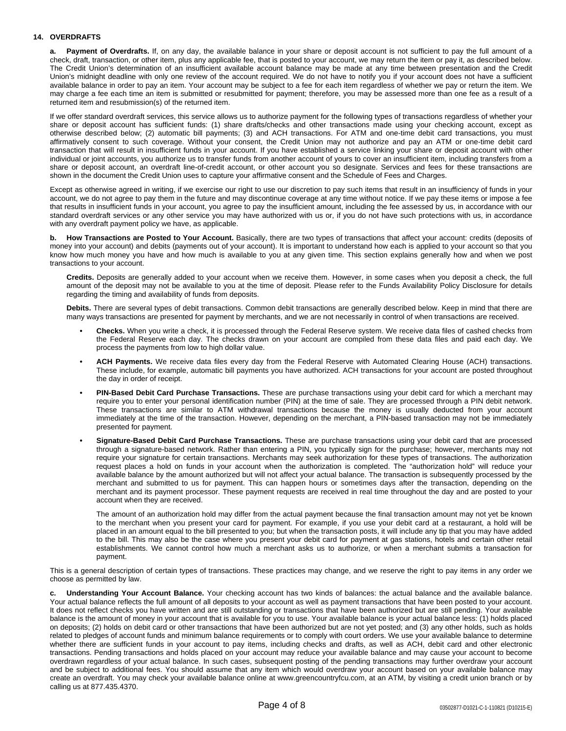## 14. OVERDRAFTS

**a. Payment of Overdrafts.** If, on any day, the available balance in your share or deposit account is not sufficient to pay the full amount of a check, draft, transaction, or other item, plus any applicable fee, that is posted to your account, we may return the item or pay it, as described below. The Credit Union's determination of an insufficient available account balance may be made at any time between presentation and the Credit Union's midnight deadline with only one review of the account required. We do not have to notify you if your account does not have a sufficient available balance in order to pay an item. Your account may be subject to a fee for each item regardless of whether we pay or return the item. We may charge a fee each time an item is submitted or resubmitted for payment; therefore, you may be assessed more than one fee as a result of a returned item and resubmission(s) of the returned item.

If we offer standard overdraft services, this service allows us to authorize payment for the following types of transactions regardless of whether your share or deposit account has sufficient funds: (1) share drafts/checks and other transactions made using your checking account, except as otherwise described below; (2) automatic bill payments; (3) and ACH transactions. For ATM and one-time debit card transactions, you must affirmatively consent to such coverage. Without your consent, the Credit Union may not authorize and pay an ATM or one-time debit card transaction that will result in insufficient funds in your account. If you have established a service linking your share or deposit account with other individual or joint accounts, you authorize us to transfer funds from another account of yours to cover an insufficient item, including transfers from a share or deposit account, an overdraft line-of-credit account, or other account you so designate. Services and fees for these transactions are shown in the document the Credit Union uses to capture your affirmative consent and the Schedule of Fees and Charges.

Except as otherwise agreed in writing, if we exercise our right to use our discretion to pay such items that result in an insufficiency of funds in your account, we do not agree to pay them in the future and may discontinue coverage at any time without notice. If we pay these items or impose a fee that results in insufficient funds in your account, you agree to pay the insufficient amount, including the fee assessed by us, in accordance with our standard overdraft services or any other service you may have authorized with us or, if you do not have such protections with us, in accordance with any overdraft payment policy we have, as applicable.

**b. How Transactions are Posted to Your Account.** Basically, there are two types of transactions that affect your account: credits (deposits of money into your account) and debits (payments out of your account). It is important to understand how each is applied to your account so that you know how much money you have and how much is available to you at any given time. This section explains generally how and when we post transactions to your account.

**Credits.** Deposits are generally added to your account when we receive them. However, in some cases when you deposit a check, the full amount of the deposit may not be available to you at the time of deposit. Please refer to the Funds Availability Policy Disclosure for details regarding the timing and availability of funds from deposits.

**Debits.** There are several types of debit transactions. Common debit transactions are generally described below. Keep in mind that there are many ways transactions are presented for payment by merchants, and we are not necessarily in control of when transactions are received.

- **Checks.** When you write a check, it is processed through the Federal Reserve system. We receive data files of cashed checks from the Federal Reserve each day. The checks drawn on your account are compiled from these data files and paid each day. We process the payments from low to high dollar value.
- **ACH Payments.** We receive data files every day from the Federal Reserve with Automated Clearing House (ACH) transactions. These include, for example, automatic bill payments you have authorized. ACH transactions for your account are posted throughout the day in order of receipt.
- **PIN-Based Debit Card Purchase Transactions.** These are purchase transactions using your debit card for which a merchant may require you to enter your personal identification number (PIN) at the time of sale. They are processed through a PIN debit network. These transactions are similar to ATM withdrawal transactions because the money is usually deducted from your account immediately at the time of the transaction. However, depending on the merchant, a PIN-based transaction may not be immediately presented for payment.
- **Signature-Based Debit Card Purchase Transactions.** These are purchase transactions using your debit card that are processed through a signature-based network. Rather than entering a PIN, you typically sign for the purchase; however, merchants may not require your signature for certain transactions. Merchants may seek authorization for these types of transactions. The authorization request places a hold on funds in your account when the authorization is completed. The "authorization hold" will reduce your available balance by the amount authorized but will not affect your actual balance. The transaction is subsequently processed by the merchant and submitted to us for payment. This can happen hours or sometimes days after the transaction, depending on the merchant and its payment processor. These payment requests are received in real time throughout the day and are posted to your account when they are received.

  The amount of an authorization hold may differ from the actual payment because the final transaction amount may not yet be known to the merchant when you present your card for payment. For example, if you use your debit card at a restaurant, a hold will be placed in an amount equal to the bill presented to you; but when the transaction posts, it will include any tip that you may have added to the bill. This may also be the case where you present your debit card for payment at gas stations, hotels and certain other retail establishments. We cannot control how much a merchant asks us to authorize, or when a merchant submits a transaction for payment.

This is a general description of certain types of transactions. These practices may change, and we reserve the right to pay items in any order we choose as permitted by law.

**c. Understanding Your Account Balance.** Your checking account has two kinds of balances: the actual balance and the available balance. Your actual balance reflects the full amount of all deposits to your account as well as payment transactions that have been posted to your account. It does not reflect checks you have written and are still outstanding or transactions that have been authorized but are still pending. Your available balance is the amount of money in your account that is available for you to use. Your available balance is your actual balance less: (1) holds placed on deposits; (2) holds on debit card or other transactions that have been authorized but are not yet posted; and (3) any other holds, such as holds related to pledges of account funds and minimum balance requirements or to comply with court orders. We use your available balance to determine whether there are sufficient funds in your account to pay items, including checks and drafts, as well as ACH, debit card and other electronic transactions. Pending transactions and holds placed on your account may reduce your available balance and may cause your account to become overdrawn regardless of your actual balance. In such cases, subsequent posting of the pending transactions may further overdraw your account and be subject to additional fees. You should assume that any item which would overdraw your account based on your available balance may create an overdraft. You may check your available balance online at www.greencountryfcu.com, at an ATM, by visiting a credit union branch or by calling us at 877.435.4370.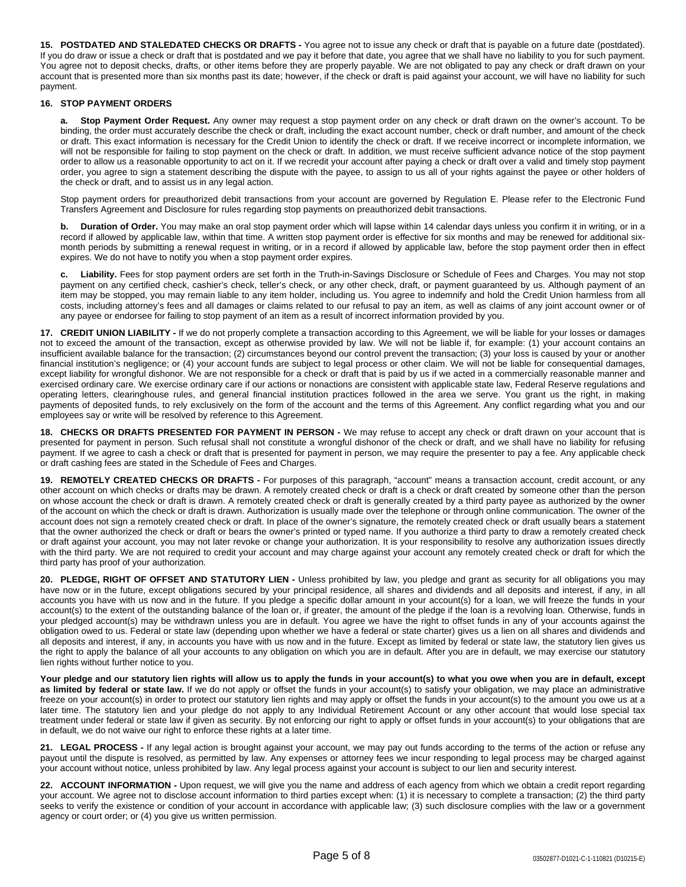**15. POSTDATED AND STALEDATED CHECKS OR DRAFTS -** You agree not to issue any check or draft that is payable on a future date (postdated). If you do draw or issue a check or draft that is postdated and we pay it before that date, you agree that we shall have no liability to you for such payment. You agree not to deposit checks, drafts, or other items before they are properly payable. We are not obligated to pay any check or draft drawn on your account that is presented more than six months past its date; however, if the check or draft is paid against your account, we will have no liability for such payment.

**16. STOP PAYMENT ORDERS**

**a. Stop Payment Order Request.** Any owner may request a stop payment order on any check or draft drawn on the owner's account. To be binding, the order must accurately describe the check or draft, including the exact account number, check or draft number, and amount of the check or draft. This exact information is necessary for the Credit Union to identify the check or draft. If we receive incorrect or incomplete information, we will not be responsible for failing to stop payment on the check or draft. In addition, we must receive sufficient advance notice of the stop payment order to allow us a reasonable opportunity to act on it. If we recredit your account after paying a check or draft over a valid and timely stop payment order, you agree to sign a statement describing the dispute with the payee, to assign to us all of your rights against the payee or other holders of the check or draft, and to assist us in any legal action.

Stop payment orders for preauthorized debit transactions from your account are governed by Regulation E. Please refer to the Electronic Fund Transfers Agreement and Disclosure for rules regarding stop payments on preauthorized debit transactions.

**b. Duration of Order.** You may make an oral stop payment order which will lapse within 14 calendar days unless you confirm it in writing, or in a record if allowed by applicable law, within that time. A written stop payment order is effective for six months and may be renewed for additional six-month periods by submitting a renewal request in writing, or in a record if allowed by applicable law, before the stop payment order then in effect expires. We do not have to notify you when a stop payment order expires.

**c. Liability.** Fees for stop payment orders are set forth in the Truth-in-Savings Disclosure or Schedule of Fees and Charges. You may not stop payment on any certified check, cashier's check, teller's check, or any other check, draft, or payment guaranteed by us. Although payment of an item may be stopped, you may remain liable to any item holder, including us. You agree to indemnify and hold the Credit Union harmless from all costs, including attorney's fees and all damages or claims related to our refusal to pay an item, as well as claims of any joint account owner or of any payee or endorsee for failing to stop payment of an item as a result of incorrect information provided by you.

**17. CREDIT UNION LIABILITY -** If we do not properly complete a transaction according to this Agreement, we will be liable for your losses or damages not to exceed the amount of the transaction, except as otherwise provided by law. We will not be liable if, for example: (1) your account contains an insufficient available balance for the transaction; (2) circumstances beyond our control prevent the transaction; (3) your loss is caused by your or another financial institution's negligence; or (4) your account funds are subject to legal process or other claim. We will not be liable for consequential damages, except liability for wrongful dishonor. We are not responsible for a check or draft that is paid by us if we acted in a commercially reasonable manner and exercised ordinary care. We exercise ordinary care if our actions or nonactions are consistent with applicable state law, Federal Reserve regulations and operating letters, clearinghouse rules, and general financial institution practices followed in the area we serve. You grant us the right, in making payments of deposited funds, to rely exclusively on the form of the account and the terms of this Agreement. Any conflict regarding what you and our employees say or write will be resolved by reference to this Agreement.

**18. CHECKS OR DRAFTS PRESENTED FOR PAYMENT IN PERSON -** We may refuse to accept any check or draft drawn on your account that is presented for payment in person. Such refusal shall not constitute a wrongful dishonor of the check or draft, and we shall have no liability for refusing payment. If we agree to cash a check or draft that is presented for payment in person, we may require the presenter to pay a fee. Any applicable check or draft cashing fees are stated in the Schedule of Fees and Charges.

**19. REMOTELY CREATED CHECKS OR DRAFTS -** For purposes of this paragraph, "account" means a transaction account, credit account, or any other account on which checks or drafts may be drawn. A remotely created check or draft is a check or draft created by someone other than the person on whose account the check or draft is drawn. A remotely created check or draft is generally created by a third party payee as authorized by the owner of the account on which the check or draft is drawn. Authorization is usually made over the telephone or through online communication. The owner of the account does not sign a remotely created check or draft. In place of the owner's signature, the remotely created check or draft usually bears a statement that the owner authorized the check or draft or bears the owner's printed or typed name. If you authorize a third party to draw a remotely created check or draft against your account, you may not later revoke or change your authorization. It is your responsibility to resolve any authorization issues directly with the third party. We are not required to credit your account and may charge against your account any remotely created check or draft for which the third party has proof of your authorization.

**20. PLEDGE, RIGHT OF OFFSET AND STATUTORY LIEN -** Unless prohibited by law, you pledge and grant as security for all obligations you may have now or in the future, except obligations secured by your principal residence, all shares and dividends and all deposits and interest, if any, in all accounts you have with us now and in the future. If you pledge a specific dollar amount in your account(s) for a loan, we will freeze the funds in your account(s) to the extent of the outstanding balance of the loan or, if greater, the amount of the pledge if the loan is a revolving loan. Otherwise, funds in your pledged account(s) may be withdrawn unless you are in default. You agree we have the right to offset funds in any of your accounts against the obligation owed to us. Federal or state law (depending upon whether we have a federal or state charter) gives us a lien on all shares and dividends and all deposits and interest, if any, in accounts you have with us now and in the future. Except as limited by federal or state law, the statutory lien gives us the right to apply the balance of all your accounts to any obligation on which you are in default. After you are in default, we may exercise our statutory lien rights without further notice to you.

**Your pledge and our statutory lien rights will allow us to apply the funds in your account(s) to what you owe when you are in default, except as limited by federal or state law.** If we do not apply or offset the funds in your account(s) to satisfy your obligation, we may place an administrative freeze on your account(s) in order to protect our statutory lien rights and may apply or offset the funds in your account(s) to the amount you owe us at a later time. The statutory lien and your pledge do not apply to any Individual Retirement Account or any other account that would lose special tax treatment under federal or state law if given as security. By not enforcing our right to apply or offset funds in your account(s) to your obligations that are in default, we do not waive our right to enforce these rights at a later time.

**21. LEGAL PROCESS -** If any legal action is brought against your account, we may pay out funds according to the terms of the action or refuse any payout until the dispute is resolved, as permitted by law. Any expenses or attorney fees we incur responding to legal process may be charged against your account without notice, unless prohibited by law. Any legal process against your account is subject to our lien and security interest.

**22. ACCOUNT INFORMATION -** Upon request, we will give you the name and address of each agency from which we obtain a credit report regarding your account. We agree not to disclose account information to third parties except when: (1) it is necessary to complete a transaction; (2) the third party seeks to verify the existence or condition of your account in accordance with applicable law; (3) such disclosure complies with the law or a government agency or court order; or (4) you give us written permission.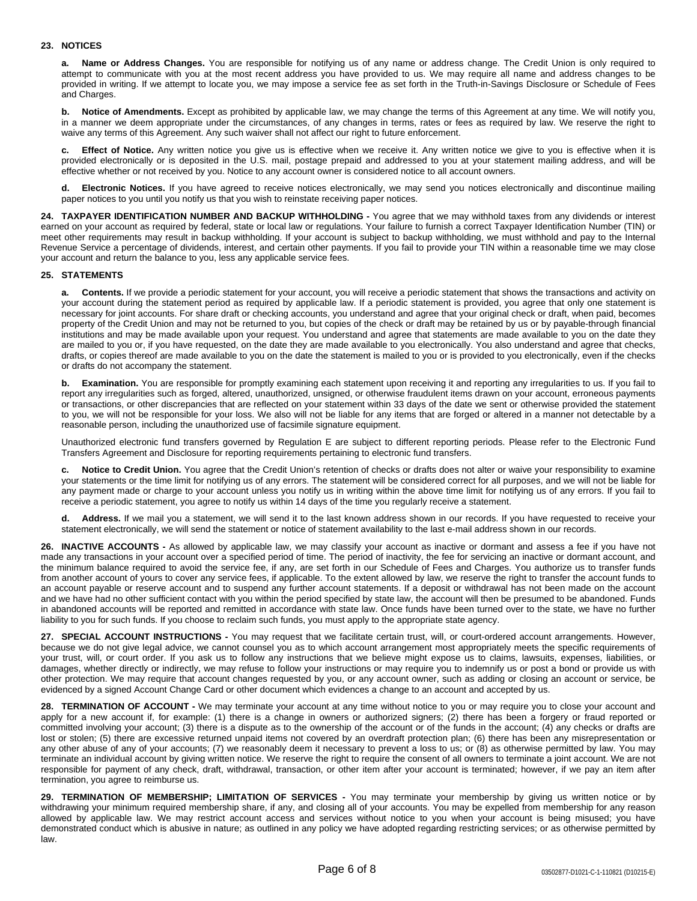**23. NOTICES**

**a. Name or Address Changes.** You are responsible for notifying us of any name or address change. The Credit Union is only required to attempt to communicate with you at the most recent address you have provided to us. We may require all name and address changes to be provided in writing. If we attempt to locate you, we may impose a service fee as set forth in the Truth-in-Savings Disclosure or Schedule of Fees and Charges.

**b. Notice of Amendments.** Except as prohibited by applicable law, we may change the terms of this Agreement at any time. We will notify you, in a manner we deem appropriate under the circumstances, of any changes in terms, rates or fees as required by law. We reserve the right to waive any terms of this Agreement. Any such waiver shall not affect our right to future enforcement.

**c. Effect of Notice.** Any written notice you give us is effective when we receive it. Any written notice we give to you is effective when it is provided electronically or is deposited in the U.S. mail, postage prepaid and addressed to you at your statement mailing address, and will be effective whether or not received by you. Notice to any account owner is considered notice to all account owners.

**d. Electronic Notices.** If you have agreed to receive notices electronically, we may send you notices electronically and discontinue mailing paper notices to you until you notify us that you wish to reinstate receiving paper notices.

**24. TAXPAYER IDENTIFICATION NUMBER AND BACKUP WITHHOLDING -** You agree that we may withhold taxes from any dividends or interest earned on your account as required by federal, state or local law or regulations. Your failure to furnish a correct Taxpayer Identification Number (TIN) or meet other requirements may result in backup withholding. If your account is subject to backup withholding, we must withhold and pay to the Internal Revenue Service a percentage of dividends, interest, and certain other payments. If you fail to provide your TIN within a reasonable time we may close your account and return the balance to you, less any applicable service fees.

**25. STATEMENTS**

**a. Contents.** If we provide a periodic statement for your account, you will receive a periodic statement that shows the transactions and activity on your account during the statement period as required by applicable law. If a periodic statement is provided, you agree that only one statement is necessary for joint accounts. For share draft or checking accounts, you understand and agree that your original check or draft, when paid, becomes property of the Credit Union and may not be returned to you, but copies of the check or draft may be retained by us or by payable-through financial institutions and may be made available upon your request. You understand and agree that statements are made available to you on the date they are mailed to you or, if you have requested, on the date they are made available to you electronically. You also understand and agree that checks, drafts, or copies thereof are made available to you on the date the statement is mailed to you or is provided to you electronically, even if the checks or drafts do not accompany the statement.

**b. Examination.** You are responsible for promptly examining each statement upon receiving it and reporting any irregularities to us. If you fail to report any irregularities such as forged, altered, unauthorized, unsigned, or otherwise fraudulent items drawn on your account, erroneous payments or transactions, or other discrepancies that are reflected on your statement within 33 days of the date we sent or otherwise provided the statement to you, we will not be responsible for your loss. We also will not be liable for any items that are forged or altered in a manner not detectable by a reasonable person, including the unauthorized use of facsimile signature equipment.

Unauthorized electronic fund transfers governed by Regulation E are subject to different reporting periods. Please refer to the Electronic Fund Transfers Agreement and Disclosure for reporting requirements pertaining to electronic fund transfers.

**c. Notice to Credit Union.** You agree that the Credit Union's retention of checks or drafts does not alter or waive your responsibility to examine your statements or the time limit for notifying us of any errors. The statement will be considered correct for all purposes, and we will not be liable for any payment made or charge to your account unless you notify us in writing within the above time limit for notifying us of any errors. If you fail to receive a periodic statement, you agree to notify us within 14 days of the time you regularly receive a statement.

**d. Address.** If we mail you a statement, we will send it to the last known address shown in our records. If you have requested to receive your statement electronically, we will send the statement or notice of statement availability to the last e-mail address shown in our records.

**26. INACTIVE ACCOUNTS -** As allowed by applicable law, we may classify your account as inactive or dormant and assess a fee if you have not made any transactions in your account over a specified period of time. The period of inactivity, the fee for servicing an inactive or dormant account, and the minimum balance required to avoid the service fee, if any, are set forth in our Schedule of Fees and Charges. You authorize us to transfer funds from another account of yours to cover any service fees, if applicable. To the extent allowed by law, we reserve the right to transfer the account funds to an account payable or reserve account and to suspend any further account statements. If a deposit or withdrawal has not been made on the account and we have had no other sufficient contact with you within the period specified by state law, the account will then be presumed to be abandoned. Funds in abandoned accounts will be reported and remitted in accordance with state law. Once funds have been turned over to the state, we have no further liability to you for such funds. If you choose to reclaim such funds, you must apply to the appropriate state agency.

**27. SPECIAL ACCOUNT INSTRUCTIONS -** You may request that we facilitate certain trust, will, or court-ordered account arrangements. However, because we do not give legal advice, we cannot counsel you as to which account arrangement most appropriately meets the specific requirements of your trust, will, or court order. If you ask us to follow any instructions that we believe might expose us to claims, lawsuits, expenses, liabilities, or damages, whether directly or indirectly, we may refuse to follow your instructions or may require you to indemnify us or post a bond or provide us with other protection. We may require that account changes requested by you, or any account owner, such as adding or closing an account or service, be evidenced by a signed Account Change Card or other document which evidences a change to an account and accepted by us.

**28. TERMINATION OF ACCOUNT -** We may terminate your account at any time without notice to you or may require you to close your account and apply for a new account if, for example: (1) there is a change in owners or authorized signers; (2) there has been a forgery or fraud reported or committed involving your account; (3) there is a dispute as to the ownership of the account or of the funds in the account; (4) any checks or drafts are lost or stolen; (5) there are excessive returned unpaid items not covered by an overdraft protection plan; (6) there has been any misrepresentation or any other abuse of any of your accounts; (7) we reasonably deem it necessary to prevent a loss to us; or (8) as otherwise permitted by law. You may terminate an individual account by giving written notice. We reserve the right to require the consent of all owners to terminate a joint account. We are not responsible for payment of any check, draft, withdrawal, transaction, or other item after your account is terminated; however, if we pay an item after termination, you agree to reimburse us.

**29. TERMINATION OF MEMBERSHIP; LIMITATION OF SERVICES -** You may terminate your membership by giving us written notice or by withdrawing your minimum required membership share, if any, and closing all of your accounts. You may be expelled from membership for any reason allowed by applicable law. We may restrict account access and services without notice to you when your account is being misused; you have demonstrated conduct which is abusive in nature; as outlined in any policy we have adopted regarding restricting services; or as otherwise permitted by law.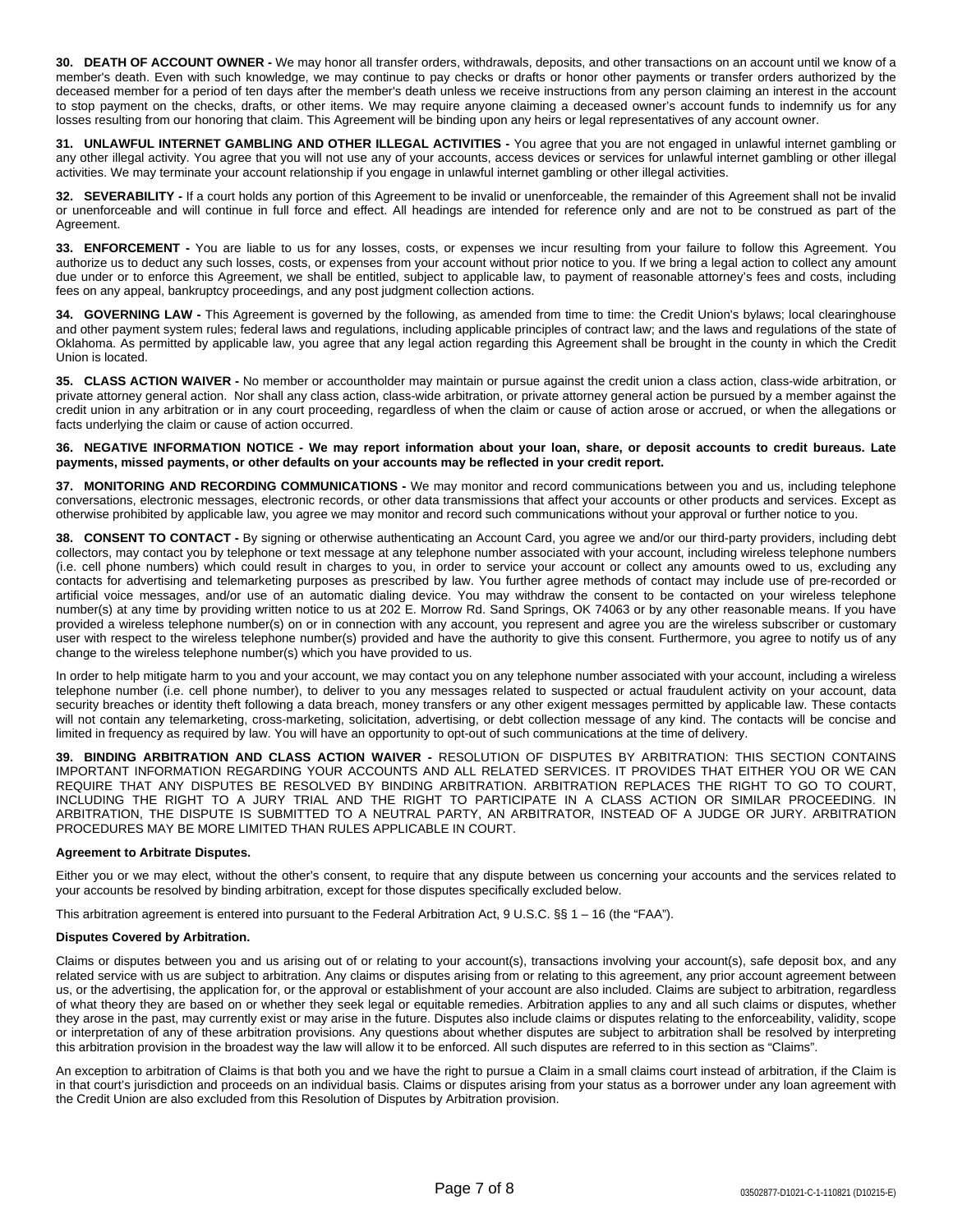**30. DEATH OF ACCOUNT OWNER -** We may honor all transfer orders, withdrawals, deposits, and other transactions on an account until we know of a member's death. Even with such knowledge, we may continue to pay checks or drafts or honor other payments or transfer orders authorized by the deceased member for a period of ten days after the member's death unless we receive instructions from any person claiming an interest in the account to stop payment on the checks, drafts, or other items. We may require anyone claiming a deceased owner's account funds to indemnify us for any losses resulting from our honoring that claim. This Agreement will be binding upon any heirs or legal representatives of any account owner.

**31. UNLAWFUL INTERNET GAMBLING AND OTHER ILLEGAL ACTIVITIES -** You agree that you are not engaged in unlawful internet gambling or any other illegal activity. You agree that you will not use any of your accounts, access devices or services for unlawful internet gambling or other illegal activities. We may terminate your account relationship if you engage in unlawful internet gambling or other illegal activities.

**32. SEVERABILITY -** If a court holds any portion of this Agreement to be invalid or unenforceable, the remainder of this Agreement shall not be invalid or unenforceable and will continue in full force and effect. All headings are intended for reference only and are not to be construed as part of the Agreement.

**33. ENFORCEMENT -** You are liable to us for any losses, costs, or expenses we incur resulting from your failure to follow this Agreement. You authorize us to deduct any such losses, costs, or expenses from your account without prior notice to you. If we bring a legal action to collect any amount due under or to enforce this Agreement, we shall be entitled, subject to applicable law, to payment of reasonable attorney's fees and costs, including fees on any appeal, bankruptcy proceedings, and any post judgment collection actions.

**34. GOVERNING LAW -** This Agreement is governed by the following, as amended from time to time: the Credit Union's bylaws; local clearinghouse and other payment system rules; federal laws and regulations, including applicable principles of contract law; and the laws and regulations of the state of Oklahoma. As permitted by applicable law, you agree that any legal action regarding this Agreement shall be brought in the county in which the Credit Union is located.

**35. CLASS ACTION WAIVER -** No member or accountholder may maintain or pursue against the credit union a class action, class-wide arbitration, or private attorney general action. Nor shall any class action, class-wide arbitration, or private attorney general action be pursued by a member against the credit union in any arbitration or in any court proceeding, regardless of when the claim or cause of action arose or accrued, or when the allegations or facts underlying the claim or cause of action occurred.

**36. NEGATIVE INFORMATION NOTICE - We may report information about your loan, share, or deposit accounts to credit bureaus. Late payments, missed payments, or other defaults on your accounts may be reflected in your credit report.**

**37. MONITORING AND RECORDING COMMUNICATIONS -** We may monitor and record communications between you and us, including telephone conversations, electronic messages, electronic records, or other data transmissions that affect your accounts or other products and services. Except as otherwise prohibited by applicable law, you agree we may monitor and record such communications without your approval or further notice to you.

**38. CONSENT TO CONTACT -** By signing or otherwise authenticating an Account Card, you agree we and/or our third-party providers, including debt collectors, may contact you by telephone or text message at any telephone number associated with your account, including wireless telephone numbers (i.e. cell phone numbers) which could result in charges to you, in order to service your account or collect any amounts owed to us, excluding any contacts for advertising and telemarketing purposes as prescribed by law. You further agree methods of contact may include use of pre-recorded or artificial voice messages, and/or use of an automatic dialing device. You may withdraw the consent to be contacted on your wireless telephone number(s) at any time by providing written notice to us at 202 E. Morrow Rd. Sand Springs, OK 74063 or by any other reasonable means. If you have provided a wireless telephone number(s) on or in connection with any account, you represent and agree you are the wireless subscriber or customary user with respect to the wireless telephone number(s) provided and have the authority to give this consent. Furthermore, you agree to notify us of any change to the wireless telephone number(s) which you have provided to us.

In order to help mitigate harm to you and your account, we may contact you on any telephone number associated with your account, including a wireless telephone number (i.e. cell phone number), to deliver to you any messages related to suspected or actual fraudulent activity on your account, data security breaches or identity theft following a data breach, money transfers or any other exigent messages permitted by applicable law. These contacts will not contain any telemarketing, cross-marketing, solicitation, advertising, or debt collection message of any kind. The contacts will be concise and limited in frequency as required by law. You will have an opportunity to opt-out of such communications at the time of delivery.

**39. BINDING ARBITRATION AND CLASS ACTION WAIVER -** RESOLUTION OF DISPUTES BY ARBITRATION: THIS SECTION CONTAINS IMPORTANT INFORMATION REGARDING YOUR ACCOUNTS AND ALL RELATED SERVICES. IT PROVIDES THAT EITHER YOU OR WE CAN REQUIRE THAT ANY DISPUTES BE RESOLVED BY BINDING ARBITRATION. ARBITRATION REPLACES THE RIGHT TO GO TO COURT, INCLUDING THE RIGHT TO A JURY TRIAL AND THE RIGHT TO PARTICIPATE IN A CLASS ACTION OR SIMILAR PROCEEDING. IN ARBITRATION, THE DISPUTE IS SUBMITTED TO A NEUTRAL PARTY, AN ARBITRATOR, INSTEAD OF A JUDGE OR JURY. ARBITRATION PROCEDURES MAY BE MORE LIMITED THAN RULES APPLICABLE IN COURT.

**Agreement to Arbitrate Disputes.**

Either you or we may elect, without the other's consent, to require that any dispute between us concerning your accounts and the services related to your accounts be resolved by binding arbitration, except for those disputes specifically excluded below.

This arbitration agreement is entered into pursuant to the Federal Arbitration Act, 9 U.S.C. §§ 1 – 16 (the "FAA").

**Disputes Covered by Arbitration.**

Claims or disputes between you and us arising out of or relating to your account(s), transactions involving your account(s), safe deposit box, and any related service with us are subject to arbitration. Any claims or disputes arising from or relating to this agreement, any prior account agreement between us, or the advertising, the application for, or the approval or establishment of your account are also included. Claims are subject to arbitration, regardless of what theory they are based on or whether they seek legal or equitable remedies. Arbitration applies to any and all such claims or disputes, whether they arose in the past, may currently exist or may arise in the future. Disputes also include claims or disputes relating to the enforceability, validity, scope or interpretation of any of these arbitration provisions. Any questions about whether disputes are subject to arbitration shall be resolved by interpreting this arbitration provision in the broadest way the law will allow it to be enforced. All such disputes are referred to in this section as "Claims".

An exception to arbitration of Claims is that both you and we have the right to pursue a Claim in a small claims court instead of arbitration, if the Claim is in that court's jurisdiction and proceeds on an individual basis. Claims or disputes arising from your status as a borrower under any loan agreement with the Credit Union are also excluded from this Resolution of Disputes by Arbitration provision.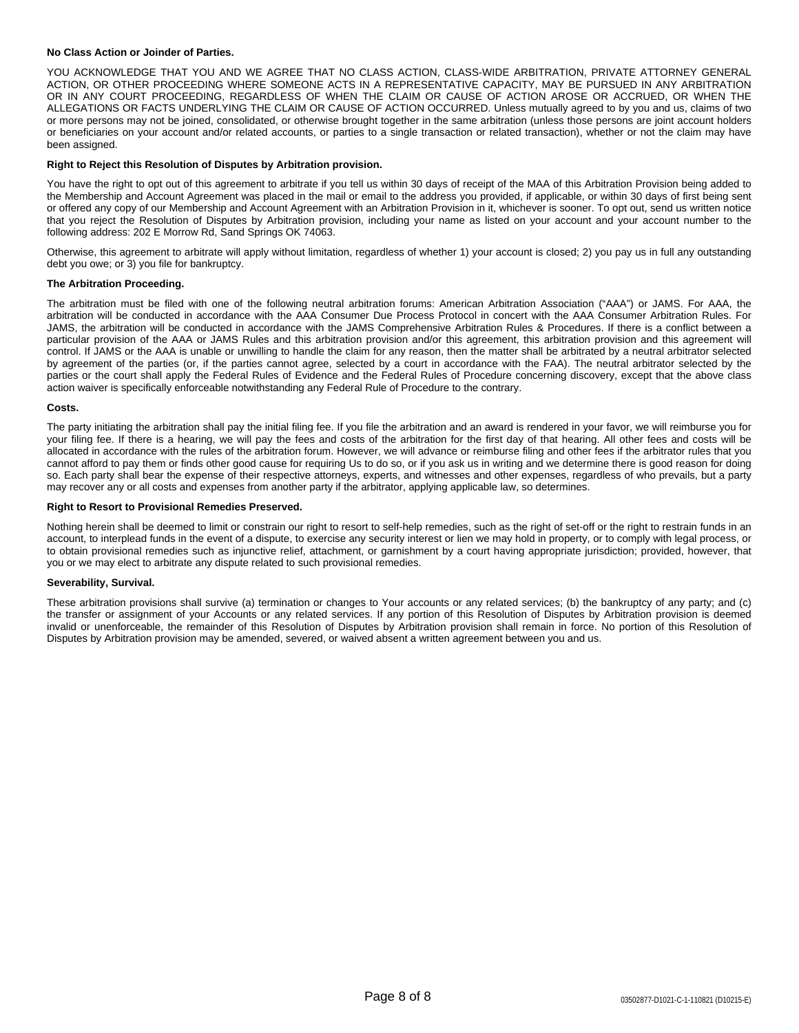**No Class Action or Joinder of Parties.**

YOU ACKNOWLEDGE THAT YOU AND WE AGREE THAT NO CLASS ACTION, CLASS-WIDE ARBITRATION, PRIVATE ATTORNEY GENERAL ACTION, OR OTHER PROCEEDING WHERE SOMEONE ACTS IN A REPRESENTATIVE CAPACITY, MAY BE PURSUED IN ANY ARBITRATION OR IN ANY COURT PROCEEDING, REGARDLESS OF WHEN THE CLAIM OR CAUSE OF ACTION AROSE OR ACCRUED, OR WHEN THE ALLEGATIONS OR FACTS UNDERLYING THE CLAIM OR CAUSE OF ACTION OCCURRED. Unless mutually agreed to by you and us, claims of two or more persons may not be joined, consolidated, or otherwise brought together in the same arbitration (unless those persons are joint account holders or beneficiaries on your account and/or related accounts, or parties to a single transaction or related transaction), whether or not the claim may have been assigned.

**Right to Reject this Resolution of Disputes by Arbitration provision.**

You have the right to opt out of this agreement to arbitrate if you tell us within 30 days of receipt of the MAA of this Arbitration Provision being added to the Membership and Account Agreement was placed in the mail or email to the address you provided, if applicable, or within 30 days of first being sent or offered any copy of our Membership and Account Agreement with an Arbitration Provision in it, whichever is sooner. To opt out, send us written notice that you reject the Resolution of Disputes by Arbitration provision, including your name as listed on your account and your account number to the following address: 202 E Morrow Rd, Sand Springs OK 74063.

Otherwise, this agreement to arbitrate will apply without limitation, regardless of whether 1) your account is closed; 2) you pay us in full any outstanding debt you owe; or 3) you file for bankruptcy.

**The Arbitration Proceeding.**

The arbitration must be filed with one of the following neutral arbitration forums: American Arbitration Association ("AAA") or JAMS. For AAA, the arbitration will be conducted in accordance with the AAA Consumer Due Process Protocol in concert with the AAA Consumer Arbitration Rules. For JAMS, the arbitration will be conducted in accordance with the JAMS Comprehensive Arbitration Rules & Procedures. If there is a conflict between a particular provision of the AAA or JAMS Rules and this arbitration provision and/or this agreement, this arbitration provision and this agreement will control. If JAMS or the AAA is unable or unwilling to handle the claim for any reason, then the matter shall be arbitrated by a neutral arbitrator selected by agreement of the parties (or, if the parties cannot agree, selected by a court in accordance with the FAA). The neutral arbitrator selected by the parties or the court shall apply the Federal Rules of Evidence and the Federal Rules of Procedure concerning discovery, except that the above class action waiver is specifically enforceable notwithstanding any Federal Rule of Procedure to the contrary.

**Costs.**

The party initiating the arbitration shall pay the initial filing fee. If you file the arbitration and an award is rendered in your favor, we will reimburse you for your filing fee. If there is a hearing, we will pay the fees and costs of the arbitration for the first day of that hearing. All other fees and costs will be allocated in accordance with the rules of the arbitration forum. However, we will advance or reimburse filing and other fees if the arbitrator rules that you cannot afford to pay them or finds other good cause for requiring Us to do so, or if you ask us in writing and we determine there is good reason for doing so. Each party shall bear the expense of their respective attorneys, experts, and witnesses and other expenses, regardless of who prevails, but a party may recover any or all costs and expenses from another party if the arbitrator, applying applicable law, so determines.

**Right to Resort to Provisional Remedies Preserved.**

Nothing herein shall be deemed to limit or constrain our right to resort to self-help remedies, such as the right of set-off or the right to restrain funds in an account, to interplead funds in the event of a dispute, to exercise any security interest or lien we may hold in property, or to comply with legal process, or to obtain provisional remedies such as injunctive relief, attachment, or garnishment by a court having appropriate jurisdiction; provided, however, that you or we may elect to arbitrate any dispute related to such provisional remedies.

**Severability, Survival.**

These arbitration provisions shall survive (a) termination or changes to Your accounts or any related services; (b) the bankruptcy of any party; and (c) the transfer or assignment of your Accounts or any related services. If any portion of this Resolution of Disputes by Arbitration provision is deemed invalid or unenforceable, the remainder of this Resolution of Disputes by Arbitration provision shall remain in force. No portion of this Resolution of Disputes by Arbitration provision may be amended, severed, or waived absent a written agreement between you and us.

03502877-D1021-C-1-110821 (D10215-E)